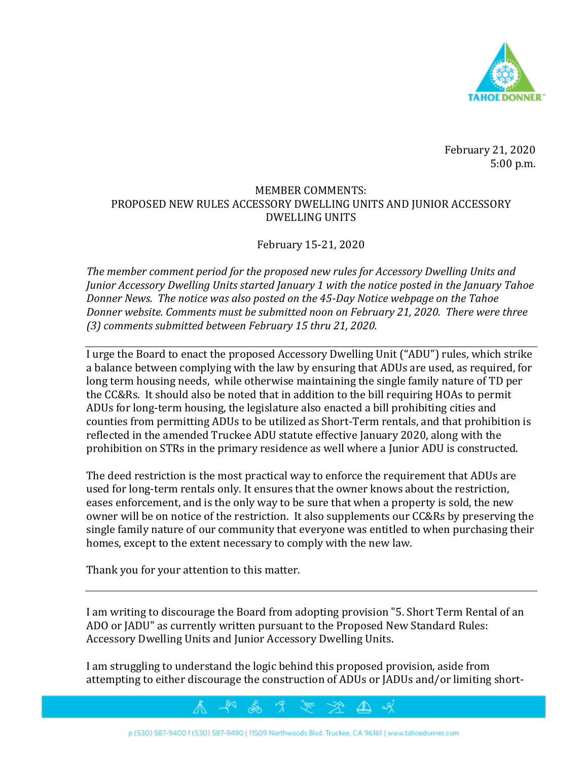February 21, 2020
5:00 p.m.

MEMBER COMMENTS:
PROPOSED NEW RULES ACCESSORY DWELLING UNITS AND JUNIOR ACCESSORY DWELLING UNITS

February 15-21, 2020

*The member comment period for the proposed new rules for Accessory Dwelling Units and Junior Accessory Dwelling Units started January 1 with the notice posted in the January Tahoe Donner News. The notice was also posted on the 45-Day Notice webpage on the Tahoe Donner website. Comments must be submitted noon on February 21, 2020. There were three (3) comments submitted between February 15 thru 21, 2020.*

---

I urge the Board to enact the proposed Accessory Dwelling Unit ("ADU") rules, which strike a balance between complying with the law by ensuring that ADUs are used, as required, for long term housing needs, while otherwise maintaining the single family nature of TD per the CC&Rs. It should also be noted that in addition to the bill requiring HOAs to permit ADUs for long-term housing, the legislature also enacted a bill prohibiting cities and counties from permitting ADUs to be utilized as Short-Term rentals, and that prohibition is reflected in the amended Truckee ADU statute effective January 2020, along with the prohibition on STRs in the primary residence as well where a Junior ADU is constructed.

The deed restriction is the most practical way to enforce the requirement that ADUs are used for long-term rentals only. It ensures that the owner knows about the restriction, eases enforcement, and is the only way to be sure that when a property is sold, the new owner will be on notice of the restriction. It also supplements our CC&Rs by preserving the single family nature of our community that everyone was entitled to when purchasing their homes, except to the extent necessary to comply with the new law.

Thank you for your attention to this matter.

---

I am writing to discourage the Board from adopting provision "5. Short Term Rental of an ADO or JADU" as currently written pursuant to the Proposed New Standard Rules: Accessory Dwelling Units and Junior Accessory Dwelling Units.

I am struggling to understand the logic behind this proposed provision, aside from attempting to either discourage the construction of ADUs or JADUs and/or limiting short-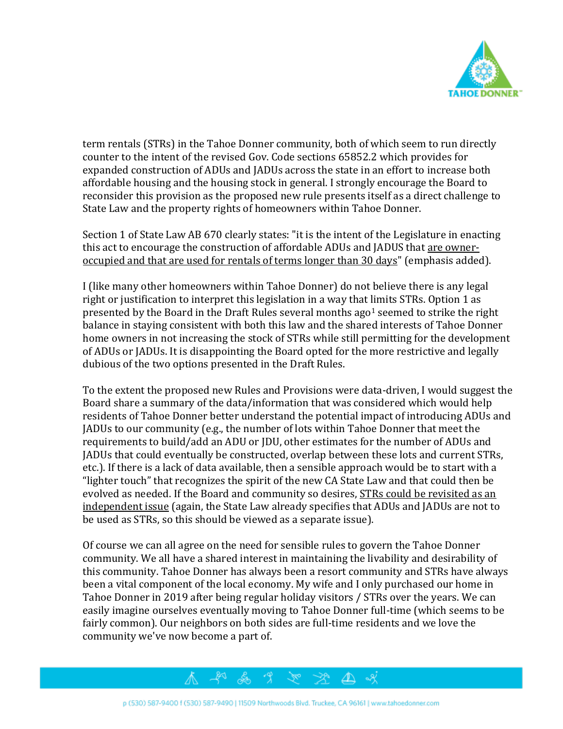term rentals (STRs) in the Tahoe Donner community, both of which seem to run directly counter to the intent of the revised Gov. Code sections 65852.2 which provides for expanded construction of ADUs and JADUs across the state in an effort to increase both affordable housing and the housing stock in general. I strongly encourage the Board to reconsider this provision as the proposed new rule presents itself as a direct challenge to State Law and the property rights of homeowners within Tahoe Donner.

Section 1 of State Law AB 670 clearly states: "it is the intent of the Legislature in enacting this act to encourage the construction of affordable ADUs and JADUS that <u>are owner-occupied and that are used for rentals of terms longer than 30 days</u>" (emphasis added).

I (like many other homeowners within Tahoe Donner) do not believe there is any legal right or justification to interpret this legislation in a way that limits STRs. Option 1 as presented by the Board in the Draft Rules several months ago[1] seemed to strike the right balance in staying consistent with both this law and the shared interests of Tahoe Donner home owners in not increasing the stock of STRs while still permitting for the development of ADUs or JADUs. It is disappointing the Board opted for the more restrictive and legally dubious of the two options presented in the Draft Rules.

To the extent the proposed new Rules and Provisions were data-driven, I would suggest the Board share a summary of the data/information that was considered which would help residents of Tahoe Donner better understand the potential impact of introducing ADUs and JADUs to our community (e.g., the number of lots within Tahoe Donner that meet the requirements to build/add an ADU or JDU, other estimates for the number of ADUs and JADUs that could eventually be constructed, overlap between these lots and current STRs, etc.). If there is a lack of data available, then a sensible approach would be to start with a "lighter touch" that recognizes the spirit of the new CA State Law and that could then be evolved as needed. If the Board and community so desires, <u>STRs could be revisited as an independent issue</u> (again, the State Law already specifies that ADUs and JADUs are not to be used as STRs, so this should be viewed as a separate issue).

Of course we can all agree on the need for sensible rules to govern the Tahoe Donner community. We all have a shared interest in maintaining the livability and desirability of this community. Tahoe Donner has always been a resort community and STRs have always been a vital component of the local economy. My wife and I only purchased our home in Tahoe Donner in 2019 after being regular holiday visitors / STRs over the years. We can easily imagine ourselves eventually moving to Tahoe Donner full-time (which seems to be fairly common). Our neighbors on both sides are full-time residents and we love the community we've now become a part of.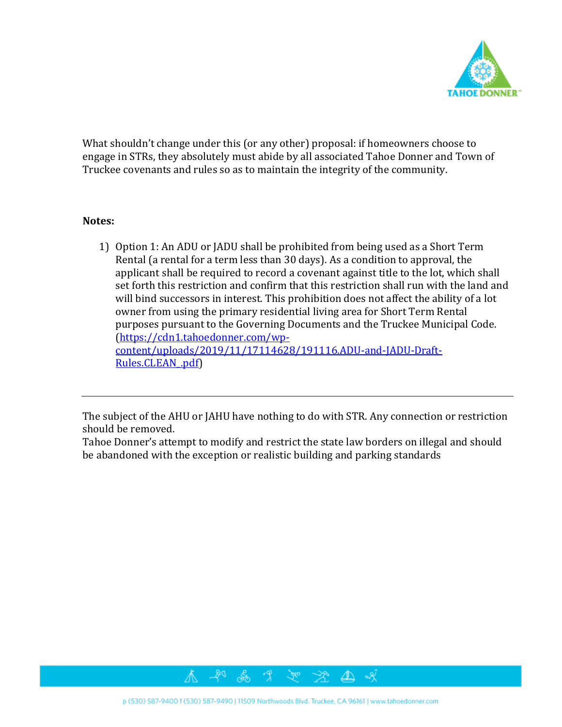What shouldn't change under this (or any other) proposal: if homeowners choose to engage in STRs, they absolutely must abide by all associated Tahoe Donner and Town of Truckee covenants and rules so as to maintain the integrity of the community.

**Notes:**

1) Option 1: An ADU or JADU shall be prohibited from being used as a Short Term Rental (a rental for a term less than 30 days). As a condition to approval, the applicant shall be required to record a covenant against title to the lot, which shall set forth this restriction and confirm that this restriction shall run with the land and will bind successors in interest. This prohibition does not affect the ability of a lot owner from using the primary residential living area for Short Term Rental purposes pursuant to the Governing Documents and the Truckee Municipal Code. ([https://cdn1.tahoedonner.com/wp-content/uploads/2019/11/17114628/191116.ADU-and-JADU-Draft-Rules.CLEAN_.pdf](https://cdn1.tahoedonner.com/wp-content/uploads/2019/11/17114628/191116.ADU-and-JADU-Draft-Rules.CLEAN_.pdf))

---

The subject of the AHU or JAHU have nothing to do with STR. Any connection or restriction should be removed.
Tahoe Donner's attempt to modify and restrict the state law borders on illegal and should be abandoned with the exception or realistic building and parking standards